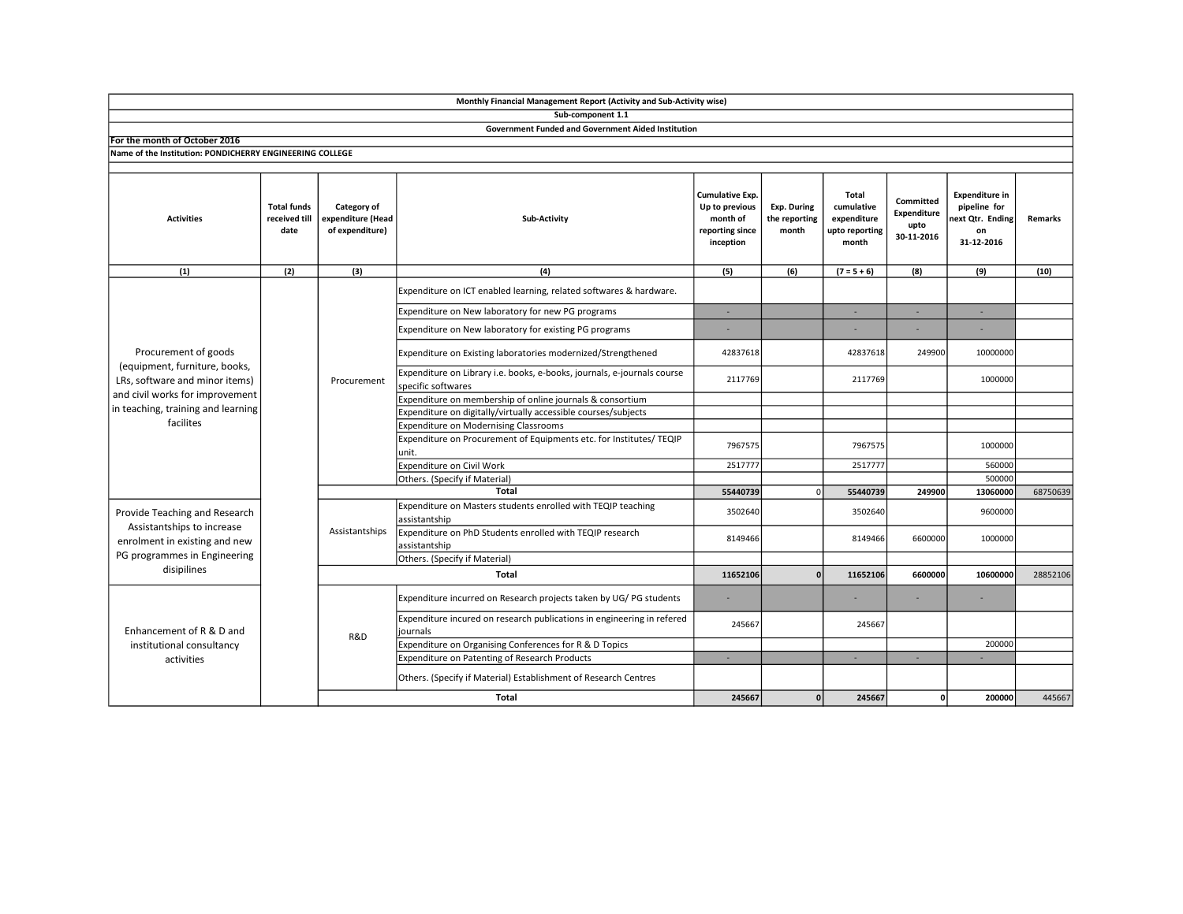**Monthly Financial Management Report (Activity and Sub-Activity wise)**

**Sub-component 1.1**

**Government Funded and Government Aided Institution**

**For the month of October 2016**

**Name of the Institution: PONDICHERRY ENGINEERING COLLEGE**

| Activities | Total funds received till date | Category of expenditure (Head of expenditure) | Sub-Activity | Cumulative Exp. Up to previous month of reporting since inception | Exp. During the reporting month | Total cumulative expenditure upto reporting month | Committed Expenditure upto 30-11-2016 | Expenditure in pipeline for next Qtr. Ending on 31-12-2016 | Remarks |
|---|---|---|---|---|---|---|---|---|---|
| (1) | (2) | (3) | (4) | (5) | (6) | (7 = 5 + 6) | (8) | (9) | (10) |
| Procurement of goods (equipment, furniture, books, LRs, software and minor items) and civil works for improvement in teaching, training and learning facilites | | Procurement | Expenditure on ICT enabled learning, related softwares & hardware. | | | | | | |
| | | | Expenditure on New laboratory for new PG programs | - | | - | - | - | |
| | | | Expenditure on New laboratory for existing PG programs | - | | - | - | - | |
| | | | Expenditure on Existing laboratories modernized/Strengthened | 42837618 | | 42837618 | 249900 | 10000000 | |
| | | | Expenditure on Library i.e. books, e-books, journals, e-journals course specific softwares | 2117769 | | 2117769 | | 1000000 | |
| | | | Expenditure on membership of online journals & consortium | | | | | | |
| | | | Expenditure on digitally/virtually accessible courses/subjects | | | | | | |
| | | | Expenditure on Modernising Classrooms | | | | | | |
| | | | Expenditure on Procurement of Equipments etc. for Institutes/ TEQIP unit. | 7967575 | | 7967575 | | 1000000 | |
| | | | Expenditure on Civil Work | 2517777 | | 2517777 | | 560000 | |
| | | | Others. (Specify if Material) | | | | | 500000 | |
| | | **Total** | | **55440739** | 0 | **55440739** | **249900** | **13060000** | 68750639 |
| Provide Teaching and Research Assistantships to increase enrolment in existing and new PG programmes in Engineering disipilines | | Assistantships | Expenditure on Masters students enrolled with TEQIP teaching assistantship | 3502640 | | 3502640 | | 9600000 | |
| | | | Expenditure on PhD Students enrolled with TEQIP research assistantship | 8149466 | | 8149466 | 6600000 | 1000000 | |
| | | | Others. (Specify if Material) | | | | | | |
| | | **Total** | | **11652106** | **0** | **11652106** | **6600000** | **10600000** | 28852106 |
| Enhancement of R & D and institutional consultancy activities | | R&D | Expenditure incurred on Research projects taken by UG/ PG students | - | | - | - | - | |
| | | | Expenditure incured on research publications in engineering in refered journals | 245667 | | 245667 | | | |
| | | | Expenditure on Organising Conferences for R & D Topics | | | | | 200000 | |
| | | | Expenditure on Patenting of Research Products | - | | - | - | - | |
| | | | Others. (Specify if Material) Establishment of Research Centres | | | | | | |
| | | **Total** | | **245667** | **0** | **245667** | **0** | **200000** | 445667 |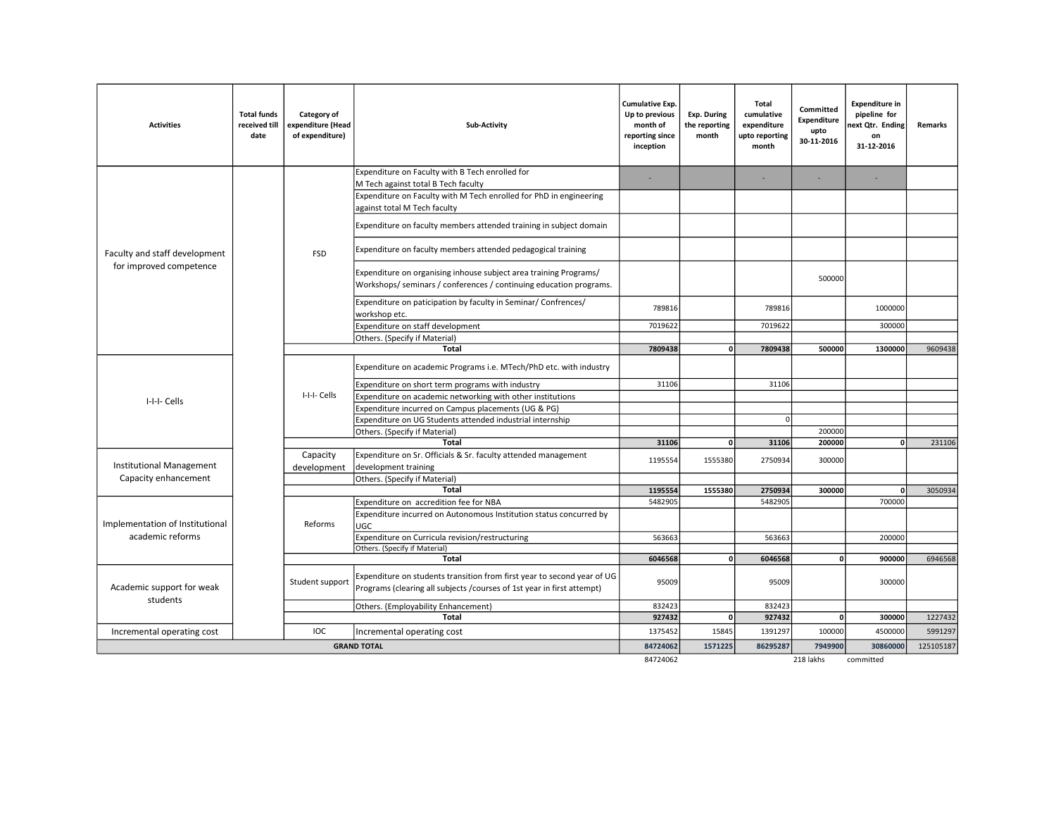| Activities | Total funds received till date | Category of expenditure (Head of expenditure) | Sub-Activity | Cumulative Exp. Up to previous month of reporting since inception | Exp. During the reporting month | Total cumulative expenditure upto reporting month | Committed Expenditure upto 30-11-2016 | Expenditure in pipeline for next Qtr. Ending on 31-12-2016 | Remarks |
|---|---|---|---|---|---|---|---|---|---|
| Faculty and staff development for improved competence | | FSD | Expenditure on Faculty with B Tech enrolled for M Tech against total B Tech faculty | - | | - | - | - | |
| | | | Expenditure on Faculty with M Tech enrolled for PhD in engineering against total M Tech faculty | | | | | | |
| | | | Expenditure on faculty members attended training in subject domain | | | | | | |
| | | | Expenditure on faculty members attended pedagogical training | | | | | | |
| | | | Expenditure on organising inhouse subject area training Programs/ Workshops/ seminars / conferences / continuing education programs. | | | | 500000 | | |
| | | | Expenditure on paticipation by faculty in Seminar/ Confrences/ workshop etc. | 789816 | | 789816 | | 1000000 | |
| | | | Expenditure on staff development | 7019622 | | 7019622 | | 300000 | |
| | | | Others. (Specify if Material) | | | | | | |
| | | | **Total** | **7809438** | **0** | **7809438** | **500000** | **1300000** | 9609438 |
| I-I-I- Cells | | I-I-I- Cells | Expenditure on academic Programs i.e. MTech/PhD etc. with industry | | | | | | |
| | | | Expenditure on short term programs with industry | 31106 | | 31106 | | | |
| | | | Expenditure on academic networking with other institutions | | | | | | |
| | | | Expenditure incurred on Campus placements (UG & PG) | | | | | | |
| | | | Expenditure on UG Students attended industrial internship | | | 0 | | | |
| | | | Others. (Specify if Material) | | | | 200000 | | |
| | | | **Total** | **31106** | **0** | **31106** | **200000** | **0** | 231106 |
| Institutional Management Capacity enhancement | | Capacity development | Expenditure on Sr. Officials & Sr. faculty attended management development training | 1195554 | 1555380 | 2750934 | 300000 | | |
| | | | Others. (Specify if Material) | | | | | | |
| | | | **Total** | **1195554** | **1555380** | **2750934** | **300000** | **0** | 3050934 |
| Implementation of Institutional academic reforms | | Reforms | Expenditure on accredition fee for NBA | 5482905 | | 5482905 | | 700000 | |
| | | | Expenditure incurred on Autonomous Institution status concurred by UGC | | | | | | |
| | | | Expenditure on Curricula revision/restructuring | 563663 | | 563663 | | 200000 | |
| | | | Others. (Specify if Material) | | | | | | |
| | | | **Total** | **6046568** | **0** | **6046568** | **0** | **900000** | 6946568 |
| Academic support for weak students | | Student support | Expenditure on students transition from first year to second year of UG Programs (clearing all subjects /courses of 1st year in first attempt) | 95009 | | 95009 | | 300000 | |
| | | | Others. (Employability Enhancement) | 832423 | | 832423 | | | |
| | | | **Total** | **927432** | **0** | **927432** | **0** | **300000** | 1227432 |
| Incremental operating cost | | IOC | Incremental operating cost | 1375452 | 15845 | 1391297 | 100000 | 4500000 | 5991297 |
| **GRAND TOTAL** | | | | **84724062** | **1571225** | **86295287** | **7949900** | **30860000** | 125105187 |
| | | | | 84724062 | | | 218 lakhs | committed | |